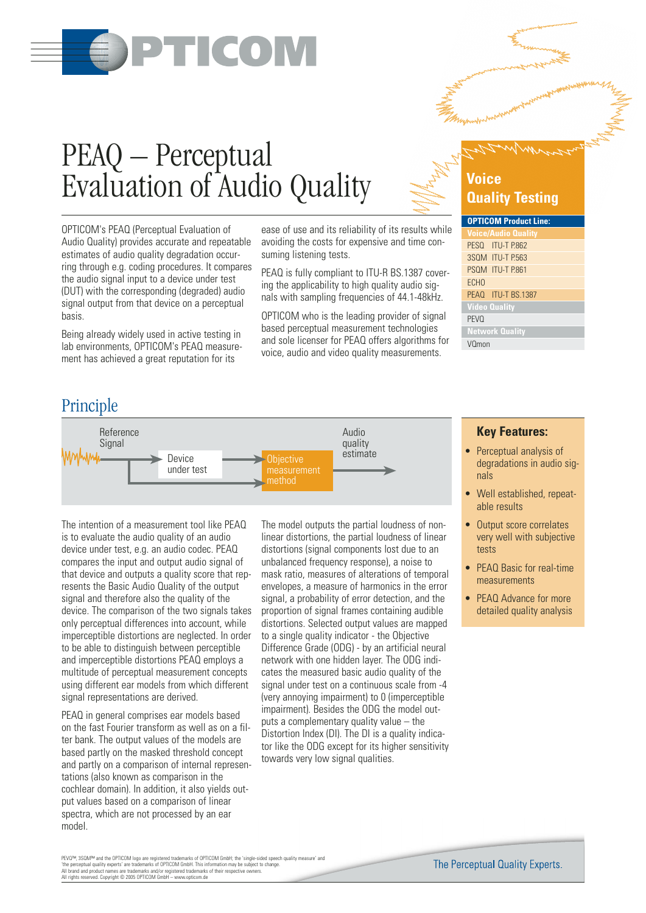# PEAQ – Perceptual Evaluation of Audio Quality

OPTICOM's PEAQ (Perceptual Evaluation of Audio Quality) provides accurate and repeatable estimates of audio quality degradation occurring through e.g. coding procedures. It compares the audio signal input to a device under test (DUT) with the corresponding (degraded) audio signal output from that device on a perceptual basis.

Being already widely used in active testing in lab environments, OPTICOM's PEAQ measurement has achieved a great reputation for its ease of use and its reliability of its results while avoiding the costs for expensive and time consuming listening tests.

PEAQ is fully compliant to ITU-R BS.1387 covering the applicability to high quality audio signals with sampling frequencies of 44.1-48kHz.

OPTICOM who is the leading provider of signal based perceptual measurement technologies and sole licenser for PEAQ offers algorithms for voice, audio and video quality measurements.

## Voice Quality Testing

| OPTICOM Product Line: | |
|---|---|
| **Voice/Audio Quality** | |
| PESQ | ITU-T P.862 |
| 3SQM | ITU-T P.563 |
| PSQM | ITU-T P.861 |
| ECHO | |
| PEAQ | ITU-T BS.1387 |
| **Video Quality** | |
| PEVQ | |
| **Network Quality** | |
| VQmon | |

## Principle

Reference Signal → Device under test → Objective measurement method → Audio quality estimate

The intention of a measurement tool like PEAQ is to evaluate the audio quality of an audio device under test, e.g. an audio codec. PEAQ compares the input and output audio signal of that device and outputs a quality score that represents the Basic Audio Quality of the output signal and therefore also the quality of the device. The comparison of the two signals takes only perceptual differences into account, while imperceptible distortions are neglected. In order to be able to distinguish between perceptible and imperceptible distortions PEAQ employs a multitude of perceptual measurement concepts using different ear models from which different signal representations are derived.

PEAQ in general comprises ear models based on the fast Fourier transform as well as on a filter bank. The output values of the models are based partly on the masked threshold concept and partly on a comparison of internal representations (also known as comparison in the cochlear domain). In addition, it also yields output values based on a comparison of linear spectra, which are not processed by an ear model.

The model outputs the partial loudness of nonlinear distortions, the partial loudness of linear distortions (signal components lost due to an unbalanced frequency response), a noise to mask ratio, measures of alterations of temporal envelopes, a measure of harmonics in the error signal, a probability of error detection, and the proportion of signal frames containing audible distortions. Selected output values are mapped to a single quality indicator - the Objective Difference Grade (ODG) - by an artificial neural network with one hidden layer. The ODG indicates the measured basic audio quality of the signal under test on a continuous scale from -4 (very annoying impairment) to 0 (imperceptible impairment). Besides the ODG the model outputs a complementary quality value – the Distortion Index (DI). The DI is a quality indicator like the ODG except for its higher sensitivity towards very low signal qualities.

### Key Features:

- Perceptual analysis of degradations in audio signals
- Well established, repeatable results
- Output score correlates very well with subjective tests
- PEAQ Basic for real-time measurements
- PEAQ Advance for more detailed quality analysis

PEVQ™, 3SQM™ and the OPTICOM logo are registered trademarks of OPTICOM GmbH; the 'single-sided speech quality measure' and 'the perceptual quality experts' are trademarks of OPTICOM GmbH. This information may be subject to change.
All brand and product names are trademarks and/or registered trademarks of their respective owners.
All rights reserved. Copyright © 2005 OPTICOM GmbH – www.opticom.de

The Perceptual Quality Experts.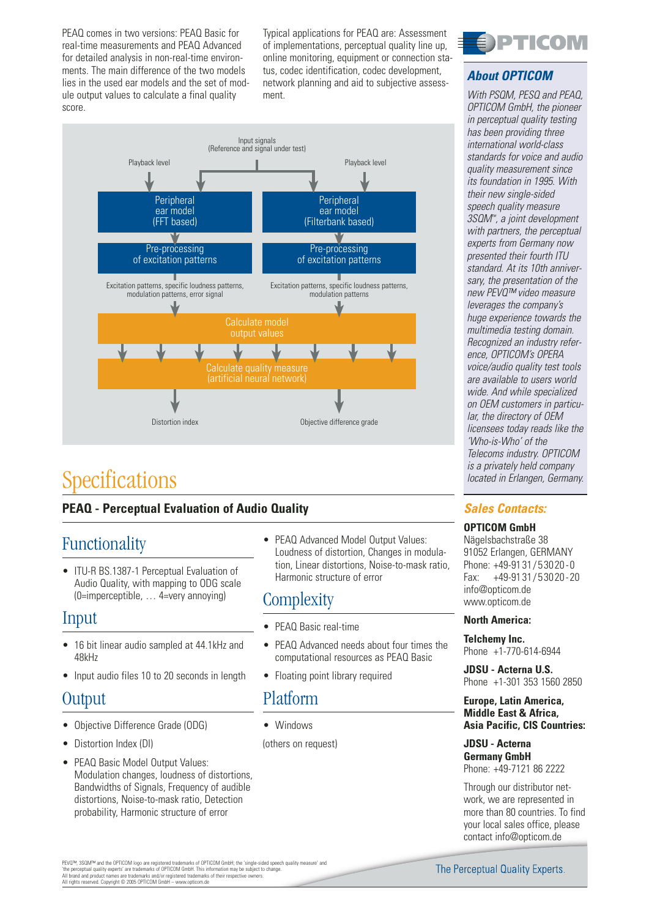PEAQ comes in two versions: PEAQ Basic for real-time measurements and PEAQ Advanced for detailed analysis in non-real-time environments. The main difference of the two models lies in the used ear models and the set of module output values to calculate a final quality score.

Typical applications for PEAQ are: Assessment of implementations, perceptual quality line up, online monitoring, equipment or connection status, codec identification, codec development, network planning and aid to subjective assessment.

Input signals
(Reference and signal under test)

Playback level

Playback level

Peripheral ear model (FFT based)

Peripheral ear model (Filterbank based)

Pre-processing of excitation patterns

Pre-processing of excitation patterns

Excitation patterns, specific loudness patterns, modulation patterns, error signal

Excitation patterns, specific loudness patterns, modulation patterns

Calculate model output values

Calculate quality measure (artificial neural network)

Distortion index

Objective difference grade

# Specifications

## PEAQ - Perceptual Evaluation of Audio Quality

### Functionality

- ITU-R BS.1387-1 Perceptual Evaluation of Audio Quality, with mapping to ODG scale (0=imperceptible, … 4=very annoying)

### Input

- 16 bit linear audio sampled at 44.1kHz and 48kHz
- Input audio files 10 to 20 seconds in length

### Output

- Objective Difference Grade (ODG)
- Distortion Index (DI)
- PEAQ Basic Model Output Values: Modulation changes, loudness of distortions, Bandwidths of Signals, Frequency of audible distortions, Noise-to-mask ratio, Detection probability, Harmonic structure of error
- PEAQ Advanced Model Output Values: Loudness of distortion, Changes in modulation, Linear distortions, Noise-to-mask ratio, Harmonic structure of error

### Complexity

- PEAQ Basic real-time
- PEAQ Advanced needs about four times the computational resources as PEAQ Basic
- Floating point library required

### Platform

- Windows

(others on request)

## About OPTICOM

*With PSQM, PESQ and PEAQ, OPTICOM GmbH, the pioneer in perceptual quality testing has been providing three international world-class standards for voice and audio quality measurement since its foundation in 1995. With their new single-sided speech quality measure 3SQM™, a joint development with partners, the perceptual experts from Germany now presented their fourth ITU standard. At its 10th anniversary, the presentation of the new PEVQ™ video measure leverages the company's huge experience towards the multimedia testing domain. Recognized an industry reference, OPTICOM's OPERA voice/audio quality test tools are available to users world wide. And while specialized on OEM customers in particular, the directory of OEM licensees today reads like the 'Who-is-Who' of the Telecoms industry. OPTICOM is a privately held company located in Erlangen, Germany.*

## Sales Contacts:

**OPTICOM GmbH**
Nägelsbachstraße 38
91052 Erlangen, GERMANY
Phone: +49-9131/53020-0
Fax: +49-9131/53020-20
info@opticom.de
www.opticom.de

**North America:**

**Telchemy Inc.**
Phone +1-770-614-6944

**JDSU - Acterna U.S.**
Phone +1-301 353 1560 2850

**Europe, Latin America, Middle East & Africa, Asia Pacific, CIS Countries:**

**JDSU - Acterna Germany GmbH**
Phone: +49-7121 86 2222

Through our distributor network, we are represented in more than 80 countries. To find your local sales office, please contact info@opticom.de

PEVQ™, 3SQM™ and the OPTICOM logo are registered trademarks of OPTICOM GmbH; the 'single-sided speech quality measure' and 'the perceptual quality experts' are trademarks of OPTICOM GmbH. This information may be subject to change.
All brand and product names are trademarks and/or registered trademarks of their respective owners.
All rights reserved. Copyright © 2005 OPTICOM GmbH – www.opticom.de

The Perceptual Quality Experts.